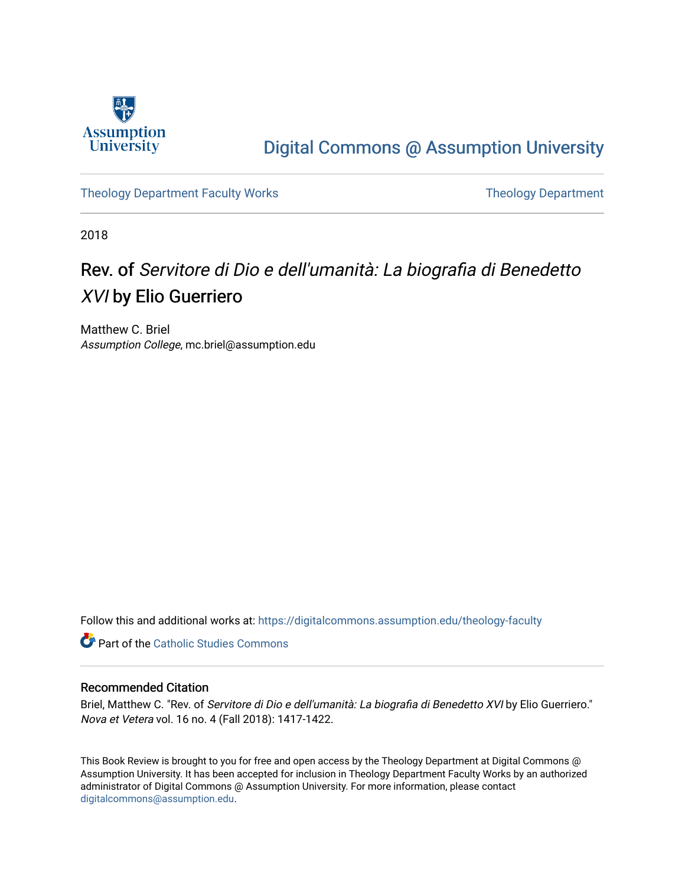Assumption University

Digital Commons @ Assumption University

Theology Department Faculty Works | Theology Department

2018

# Rev. of *Servitore di Dio e dell'umanità: La biografia di Benedetto XVI* by Elio Guerriero

Matthew C. Briel
*Assumption College*, mc.briel@assumption.edu

Follow this and additional works at: https://digitalcommons.assumption.edu/theology-faculty

Part of the Catholic Studies Commons

## Recommended Citation

Briel, Matthew C. "Rev. of *Servitore di Dio e dell'umanità: La biografia di Benedetto XVI* by Elio Guerriero." *Nova et Vetera* vol. 16 no. 4 (Fall 2018): 1417-1422.

This Book Review is brought to you for free and open access by the Theology Department at Digital Commons @ Assumption University. It has been accepted for inclusion in Theology Department Faculty Works by an authorized administrator of Digital Commons @ Assumption University. For more information, please contact digitalcommons@assumption.edu.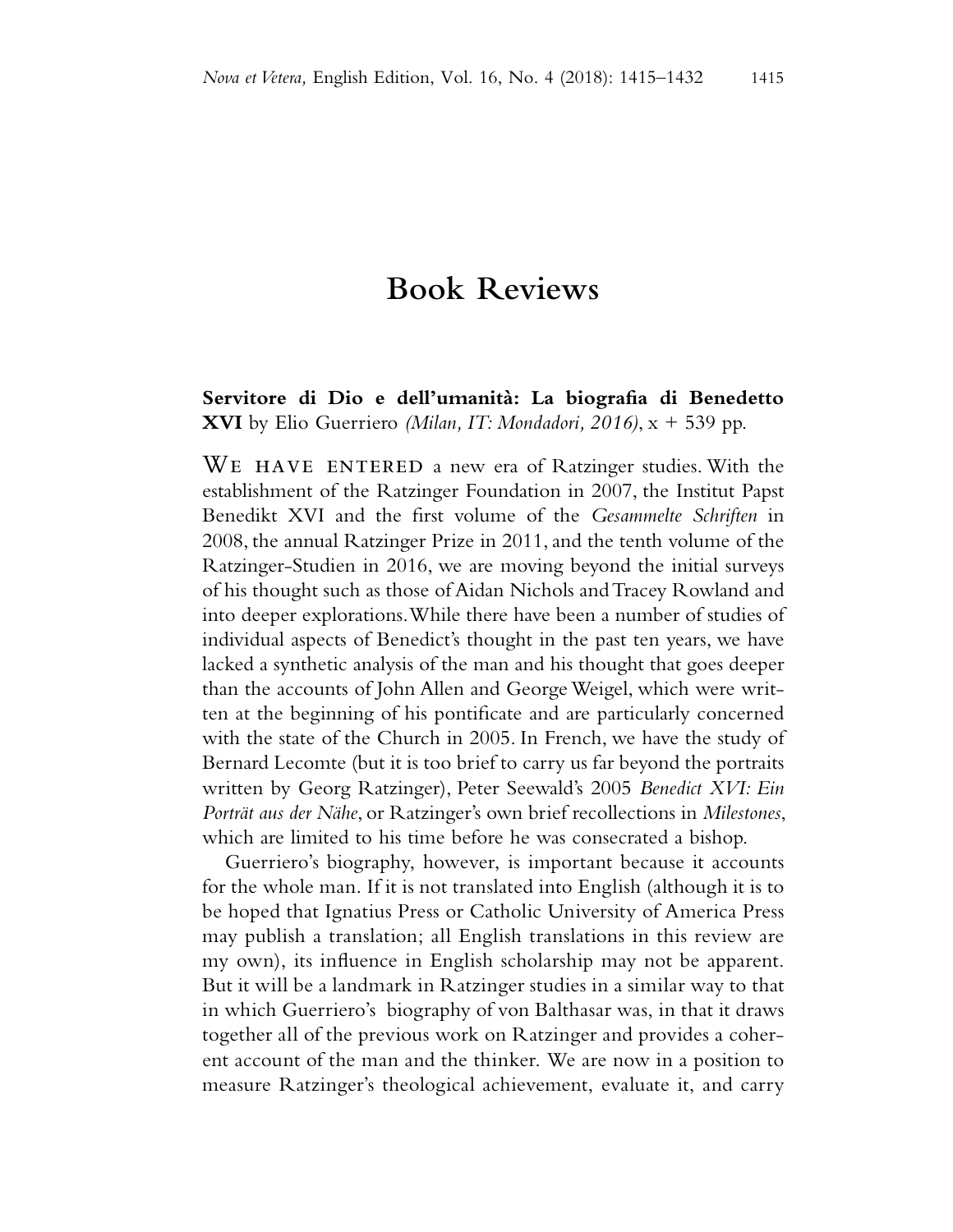# Book Reviews

**Servitore di Dio e dell'umanità: La biografia di Benedetto XVI** by Elio Guerriero *(Milan, IT: Mondadori, 2016)*, x + 539 pp.

WE HAVE ENTERED a new era of Ratzinger studies. With the establishment of the Ratzinger Foundation in 2007, the Institut Papst Benedikt XVI and the first volume of the *Gesammelte Schriften* in 2008, the annual Ratzinger Prize in 2011, and the tenth volume of the Ratzinger-Studien in 2016, we are moving beyond the initial surveys of his thought such as those of Aidan Nichols and Tracey Rowland and into deeper explorations. While there have been a number of studies of individual aspects of Benedict's thought in the past ten years, we have lacked a synthetic analysis of the man and his thought that goes deeper than the accounts of John Allen and George Weigel, which were written at the beginning of his pontificate and are particularly concerned with the state of the Church in 2005. In French, we have the study of Bernard Lecomte (but it is too brief to carry us far beyond the portraits written by Georg Ratzinger), Peter Seewald's 2005 *Benedict XVI: Ein Porträt aus der Nähe*, or Ratzinger's own brief recollections in *Milestones*, which are limited to his time before he was consecrated a bishop.

Guerriero's biography, however, is important because it accounts for the whole man. If it is not translated into English (although it is to be hoped that Ignatius Press or Catholic University of America Press may publish a translation; all English translations in this review are my own), its influence in English scholarship may not be apparent. But it will be a landmark in Ratzinger studies in a similar way to that in which Guerriero's biography of von Balthasar was, in that it draws together all of the previous work on Ratzinger and provides a coherent account of the man and the thinker. We are now in a position to measure Ratzinger's theological achievement, evaluate it, and carry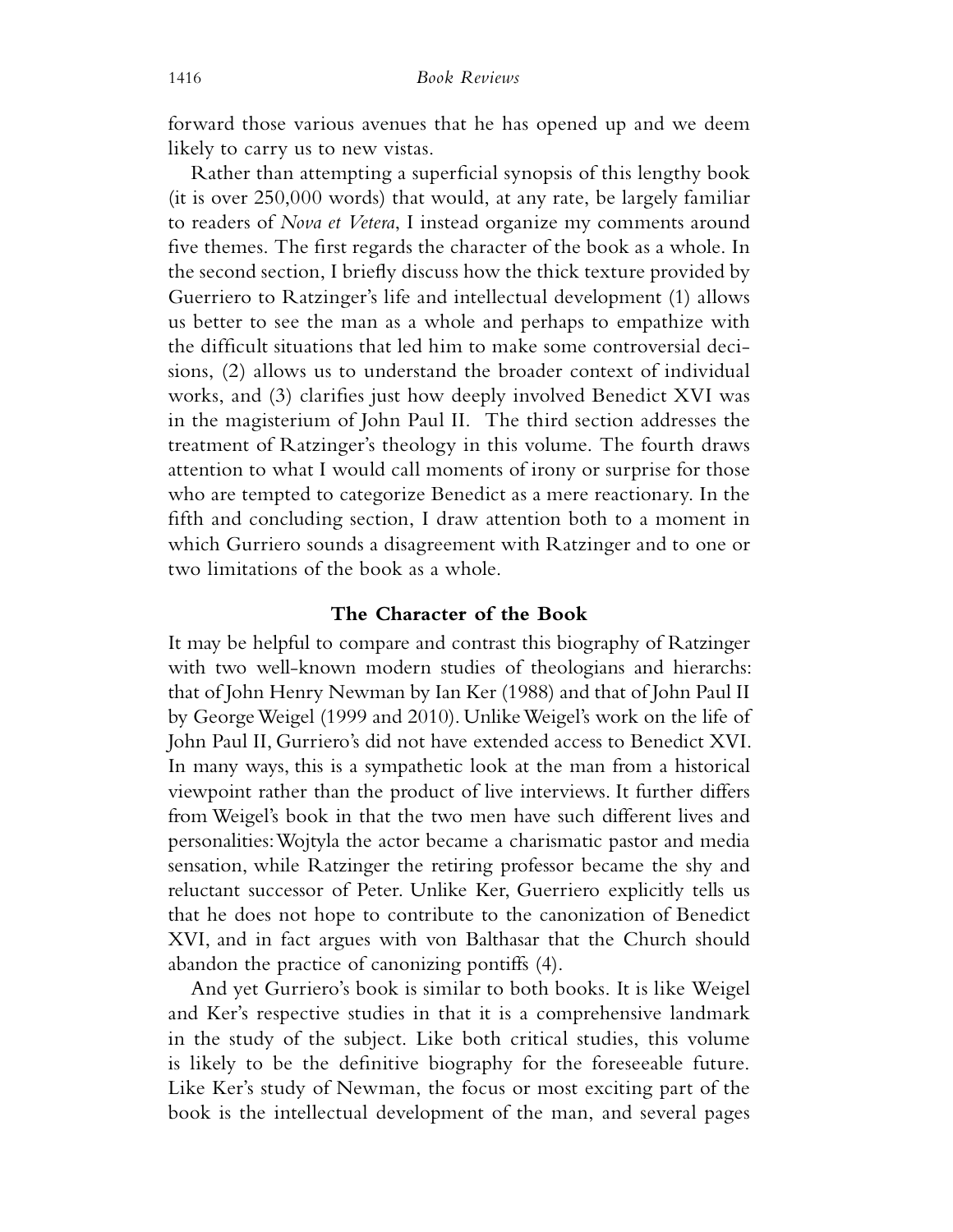forward those various avenues that he has opened up and we deem likely to carry us to new vistas.

Rather than attempting a superficial synopsis of this lengthy book (it is over 250,000 words) that would, at any rate, be largely familiar to readers of *Nova et Vetera*, I instead organize my comments around five themes. The first regards the character of the book as a whole. In the second section, I briefly discuss how the thick texture provided by Guerriero to Ratzinger's life and intellectual development (1) allows us better to see the man as a whole and perhaps to empathize with the difficult situations that led him to make some controversial decisions, (2) allows us to understand the broader context of individual works, and (3) clarifies just how deeply involved Benedict XVI was in the magisterium of John Paul II. The third section addresses the treatment of Ratzinger's theology in this volume. The fourth draws attention to what I would call moments of irony or surprise for those who are tempted to categorize Benedict as a mere reactionary. In the fifth and concluding section, I draw attention both to a moment in which Gurriero sounds a disagreement with Ratzinger and to one or two limitations of the book as a whole.

## The Character of the Book

It may be helpful to compare and contrast this biography of Ratzinger with two well-known modern studies of theologians and hierarchs: that of John Henry Newman by Ian Ker (1988) and that of John Paul II by George Weigel (1999 and 2010). Unlike Weigel's work on the life of John Paul II, Gurriero's did not have extended access to Benedict XVI. In many ways, this is a sympathetic look at the man from a historical viewpoint rather than the product of live interviews. It further differs from Weigel's book in that the two men have such different lives and personalities: Wojtyla the actor became a charismatic pastor and media sensation, while Ratzinger the retiring professor became the shy and reluctant successor of Peter. Unlike Ker, Guerriero explicitly tells us that he does not hope to contribute to the canonization of Benedict XVI, and in fact argues with von Balthasar that the Church should abandon the practice of canonizing pontiffs (4).

And yet Gurriero's book is similar to both books. It is like Weigel and Ker's respective studies in that it is a comprehensive landmark in the study of the subject. Like both critical studies, this volume is likely to be the definitive biography for the foreseeable future. Like Ker's study of Newman, the focus or most exciting part of the book is the intellectual development of the man, and several pages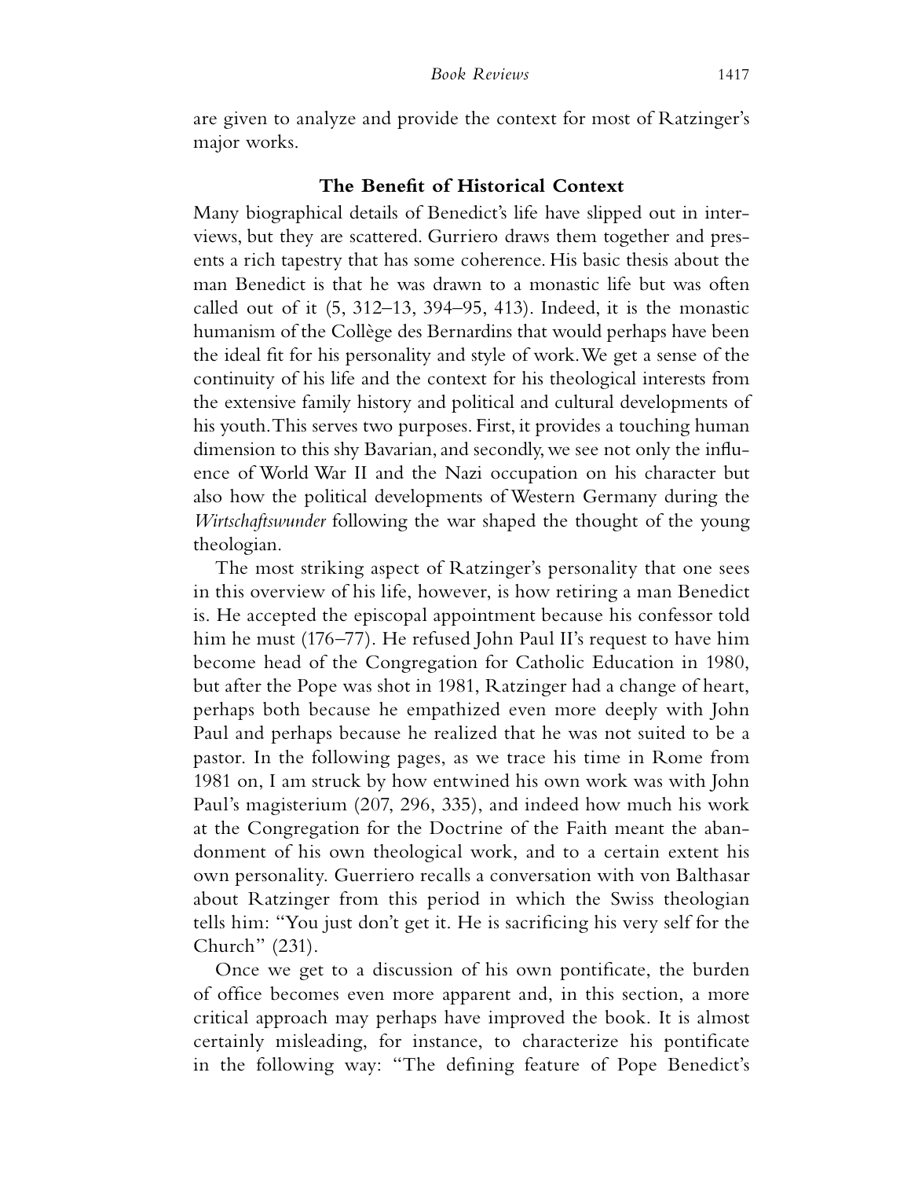are given to analyze and provide the context for most of Ratzinger's major works.

## The Benefit of Historical Context

Many biographical details of Benedict's life have slipped out in interviews, but they are scattered. Gurriero draws them together and presents a rich tapestry that has some coherence. His basic thesis about the man Benedict is that he was drawn to a monastic life but was often called out of it (5, 312–13, 394–95, 413). Indeed, it is the monastic humanism of the Collège des Bernardins that would perhaps have been the ideal fit for his personality and style of work. We get a sense of the continuity of his life and the context for his theological interests from the extensive family history and political and cultural developments of his youth. This serves two purposes. First, it provides a touching human dimension to this shy Bavarian, and secondly, we see not only the influence of World War II and the Nazi occupation on his character but also how the political developments of Western Germany during the *Wirtschaftswunder* following the war shaped the thought of the young theologian.

The most striking aspect of Ratzinger's personality that one sees in this overview of his life, however, is how retiring a man Benedict is. He accepted the episcopal appointment because his confessor told him he must (176–77). He refused John Paul II's request to have him become head of the Congregation for Catholic Education in 1980, but after the Pope was shot in 1981, Ratzinger had a change of heart, perhaps both because he empathized even more deeply with John Paul and perhaps because he realized that he was not suited to be a pastor. In the following pages, as we trace his time in Rome from 1981 on, I am struck by how entwined his own work was with John Paul's magisterium (207, 296, 335), and indeed how much his work at the Congregation for the Doctrine of the Faith meant the abandonment of his own theological work, and to a certain extent his own personality. Guerriero recalls a conversation with von Balthasar about Ratzinger from this period in which the Swiss theologian tells him: "You just don't get it. He is sacrificing his very self for the Church" (231).

Once we get to a discussion of his own pontificate, the burden of office becomes even more apparent and, in this section, a more critical approach may perhaps have improved the book. It is almost certainly misleading, for instance, to characterize his pontificate in the following way: "The defining feature of Pope Benedict's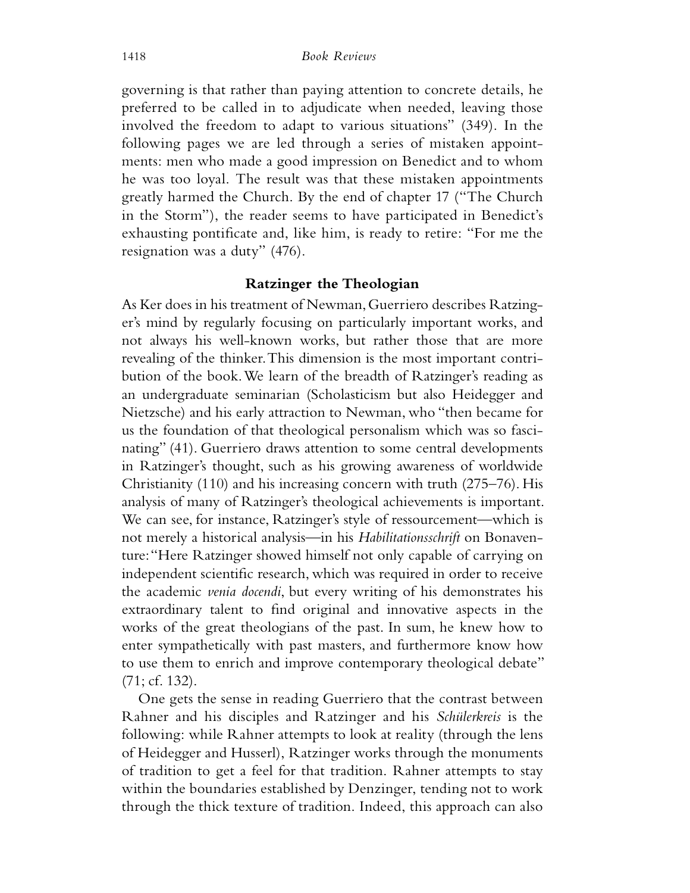governing is that rather than paying attention to concrete details, he preferred to be called in to adjudicate when needed, leaving those involved the freedom to adapt to various situations" (349). In the following pages we are led through a series of mistaken appointments: men who made a good impression on Benedict and to whom he was too loyal. The result was that these mistaken appointments greatly harmed the Church. By the end of chapter 17 ("The Church in the Storm"), the reader seems to have participated in Benedict's exhausting pontificate and, like him, is ready to retire: "For me the resignation was a duty" (476).

## Ratzinger the Theologian

As Ker does in his treatment of Newman, Guerriero describes Ratzinger's mind by regularly focusing on particularly important works, and not always his well-known works, but rather those that are more revealing of the thinker. This dimension is the most important contribution of the book. We learn of the breadth of Ratzinger's reading as an undergraduate seminarian (Scholasticism but also Heidegger and Nietzsche) and his early attraction to Newman, who "then became for us the foundation of that theological personalism which was so fascinating" (41). Guerriero draws attention to some central developments in Ratzinger's thought, such as his growing awareness of worldwide Christianity (110) and his increasing concern with truth (275–76). His analysis of many of Ratzinger's theological achievements is important. We can see, for instance, Ratzinger's style of ressourcement—which is not merely a historical analysis—in his *Habilitationsschrift* on Bonaventure: "Here Ratzinger showed himself not only capable of carrying on independent scientific research, which was required in order to receive the academic *venia docendi*, but every writing of his demonstrates his extraordinary talent to find original and innovative aspects in the works of the great theologians of the past. In sum, he knew how to enter sympathetically with past masters, and furthermore know how to use them to enrich and improve contemporary theological debate" (71; cf. 132).

One gets the sense in reading Guerriero that the contrast between Rahner and his disciples and Ratzinger and his *Schülerkreis* is the following: while Rahner attempts to look at reality (through the lens of Heidegger and Husserl), Ratzinger works through the monuments of tradition to get a feel for that tradition. Rahner attempts to stay within the boundaries established by Denzinger, tending not to work through the thick texture of tradition. Indeed, this approach can also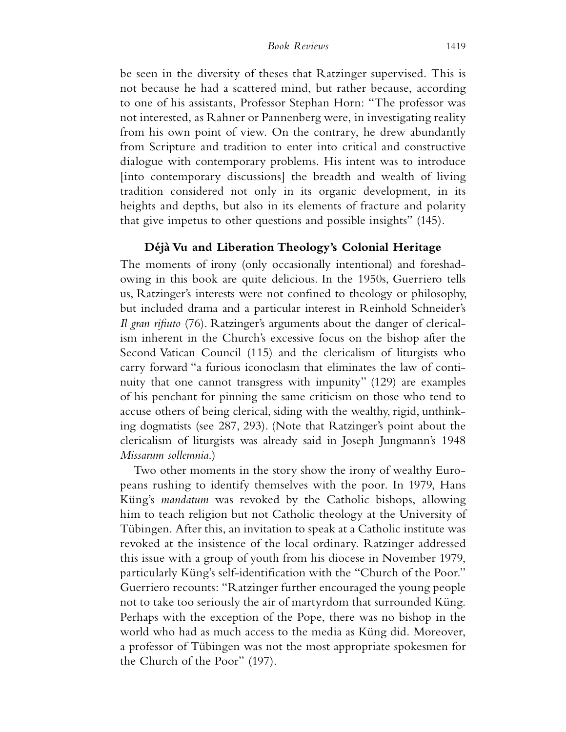be seen in the diversity of theses that Ratzinger supervised. This is not because he had a scattered mind, but rather because, according to one of his assistants, Professor Stephan Horn: "The professor was not interested, as Rahner or Pannenberg were, in investigating reality from his own point of view. On the contrary, he drew abundantly from Scripture and tradition to enter into critical and constructive dialogue with contemporary problems. His intent was to introduce [into contemporary discussions] the breadth and wealth of living tradition considered not only in its organic development, in its heights and depths, but also in its elements of fracture and polarity that give impetus to other questions and possible insights" (145).

## Déjà Vu and Liberation Theology's Colonial Heritage

The moments of irony (only occasionally intentional) and foreshadowing in this book are quite delicious. In the 1950s, Guerriero tells us, Ratzinger's interests were not confined to theology or philosophy, but included drama and a particular interest in Reinhold Schneider's *Il gran rifiuto* (76). Ratzinger's arguments about the danger of clericalism inherent in the Church's excessive focus on the bishop after the Second Vatican Council (115) and the clericalism of liturgists who carry forward "a furious iconoclasm that eliminates the law of continuity that one cannot transgress with impunity" (129) are examples of his penchant for pinning the same criticism on those who tend to accuse others of being clerical, siding with the wealthy, rigid, unthinking dogmatists (see 287, 293). (Note that Ratzinger's point about the clericalism of liturgists was already said in Joseph Jungmann's 1948 *Missarum sollemnia*.)

Two other moments in the story show the irony of wealthy Europeans rushing to identify themselves with the poor. In 1979, Hans Küng's *mandatum* was revoked by the Catholic bishops, allowing him to teach religion but not Catholic theology at the University of Tübingen. After this, an invitation to speak at a Catholic institute was revoked at the insistence of the local ordinary. Ratzinger addressed this issue with a group of youth from his diocese in November 1979, particularly Küng's self-identification with the "Church of the Poor." Guerriero recounts: "Ratzinger further encouraged the young people not to take too seriously the air of martyrdom that surrounded Küng. Perhaps with the exception of the Pope, there was no bishop in the world who had as much access to the media as Küng did. Moreover, a professor of Tübingen was not the most appropriate spokesmen for the Church of the Poor" (197).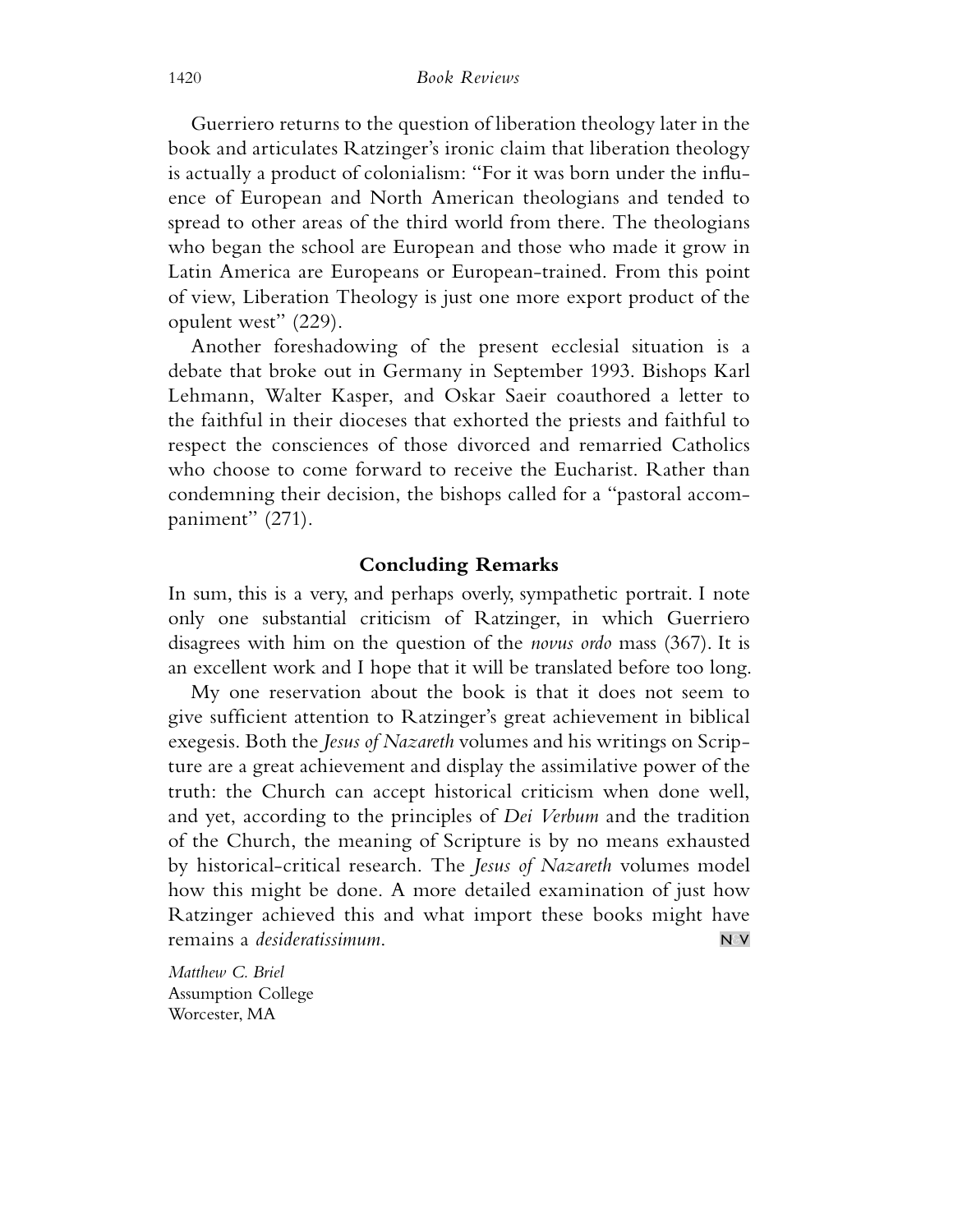Guerriero returns to the question of liberation theology later in the book and articulates Ratzinger's ironic claim that liberation theology is actually a product of colonialism: "For it was born under the influence of European and North American theologians and tended to spread to other areas of the third world from there. The theologians who began the school are European and those who made it grow in Latin America are Europeans or European-trained. From this point of view, Liberation Theology is just one more export product of the opulent west" (229).

Another foreshadowing of the present ecclesial situation is a debate that broke out in Germany in September 1993. Bishops Karl Lehmann, Walter Kasper, and Oskar Saeir coauthored a letter to the faithful in their dioceses that exhorted the priests and faithful to respect the consciences of those divorced and remarried Catholics who choose to come forward to receive the Eucharist. Rather than condemning their decision, the bishops called for a "pastoral accompaniment" (271).

## Concluding Remarks

In sum, this is a very, and perhaps overly, sympathetic portrait. I note only one substantial criticism of Ratzinger, in which Guerriero disagrees with him on the question of the *novus ordo* mass (367). It is an excellent work and I hope that it will be translated before too long.

My one reservation about the book is that it does not seem to give sufficient attention to Ratzinger's great achievement in biblical exegesis. Both the *Jesus of Nazareth* volumes and his writings on Scripture are a great achievement and display the assimilative power of the truth: the Church can accept historical criticism when done well, and yet, according to the principles of *Dei Verbum* and the tradition of the Church, the meaning of Scripture is by no means exhausted by historical-critical research. The *Jesus of Nazareth* volumes model how this might be done. A more detailed examination of just how Ratzinger achieved this and what import these books might have remains a *desideratissimum*. N V

*Matthew C. Briel*
Assumption College
Worcester, MA